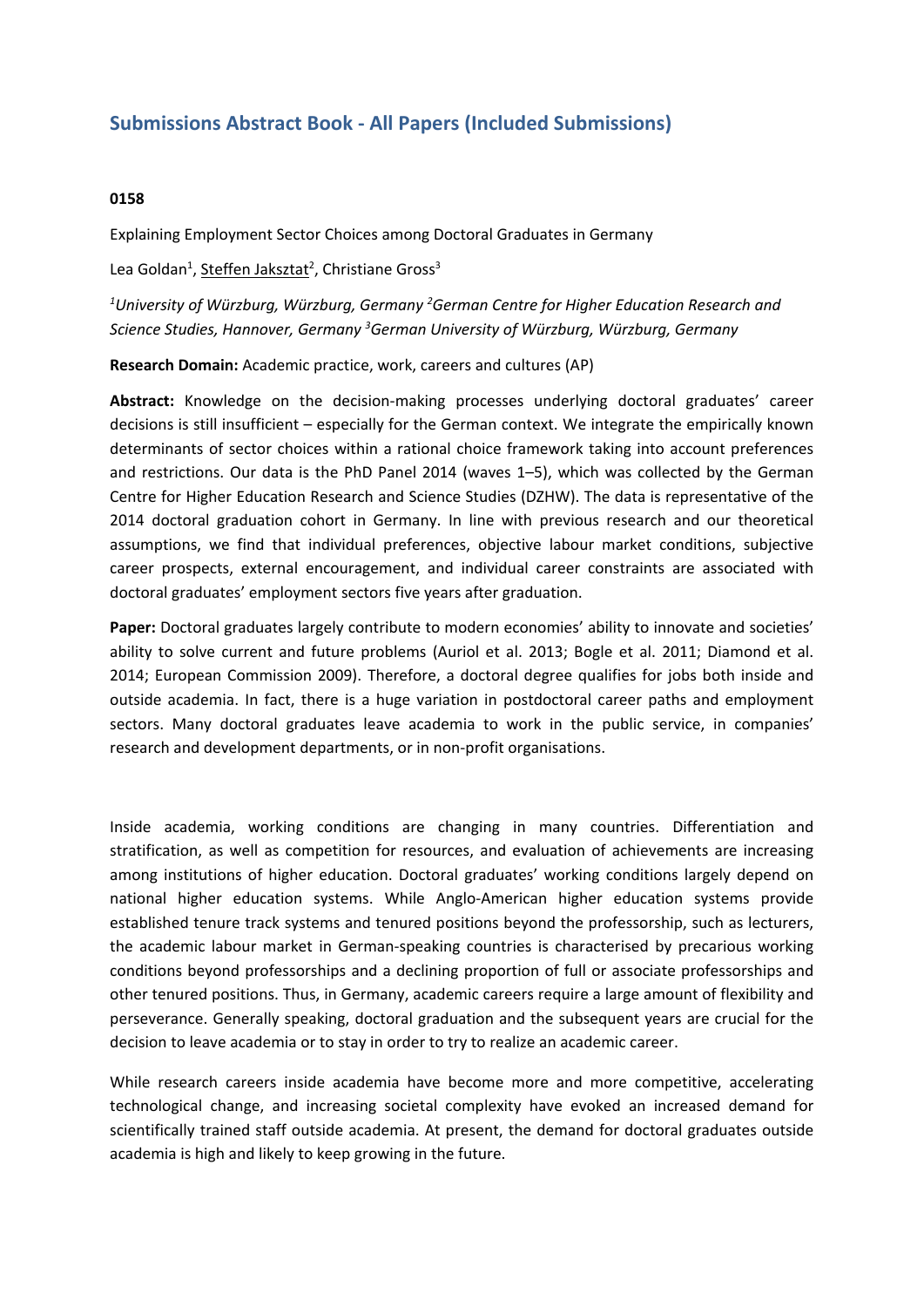# Submissions Abstract Book - All Papers (Included Submissions)

**0158**

Explaining Employment Sector Choices among Doctoral Graduates in Germany

Lea Goldan[1], Steffen Jaksztat[2], Christiane Gross[3]

*[1]University of Würzburg, Würzburg, Germany [2]German Centre for Higher Education Research and Science Studies, Hannover, Germany [3]German University of Würzburg, Würzburg, Germany*

**Research Domain:** Academic practice, work, careers and cultures (AP)

**Abstract:** Knowledge on the decision-making processes underlying doctoral graduates' career decisions is still insufficient – especially for the German context. We integrate the empirically known determinants of sector choices within a rational choice framework taking into account preferences and restrictions. Our data is the PhD Panel 2014 (waves 1–5), which was collected by the German Centre for Higher Education Research and Science Studies (DZHW). The data is representative of the 2014 doctoral graduation cohort in Germany. In line with previous research and our theoretical assumptions, we find that individual preferences, objective labour market conditions, subjective career prospects, external encouragement, and individual career constraints are associated with doctoral graduates' employment sectors five years after graduation.

**Paper:** Doctoral graduates largely contribute to modern economies' ability to innovate and societies' ability to solve current and future problems (Auriol et al. 2013; Bogle et al. 2011; Diamond et al. 2014; European Commission 2009). Therefore, a doctoral degree qualifies for jobs both inside and outside academia. In fact, there is a huge variation in postdoctoral career paths and employment sectors. Many doctoral graduates leave academia to work in the public service, in companies' research and development departments, or in non-profit organisations.

Inside academia, working conditions are changing in many countries. Differentiation and stratification, as well as competition for resources, and evaluation of achievements are increasing among institutions of higher education. Doctoral graduates' working conditions largely depend on national higher education systems. While Anglo-American higher education systems provide established tenure track systems and tenured positions beyond the professorship, such as lecturers, the academic labour market in German-speaking countries is characterised by precarious working conditions beyond professorships and a declining proportion of full or associate professorships and other tenured positions. Thus, in Germany, academic careers require a large amount of flexibility and perseverance. Generally speaking, doctoral graduation and the subsequent years are crucial for the decision to leave academia or to stay in order to try to realize an academic career.

While research careers inside academia have become more and more competitive, accelerating technological change, and increasing societal complexity have evoked an increased demand for scientifically trained staff outside academia. At present, the demand for doctoral graduates outside academia is high and likely to keep growing in the future.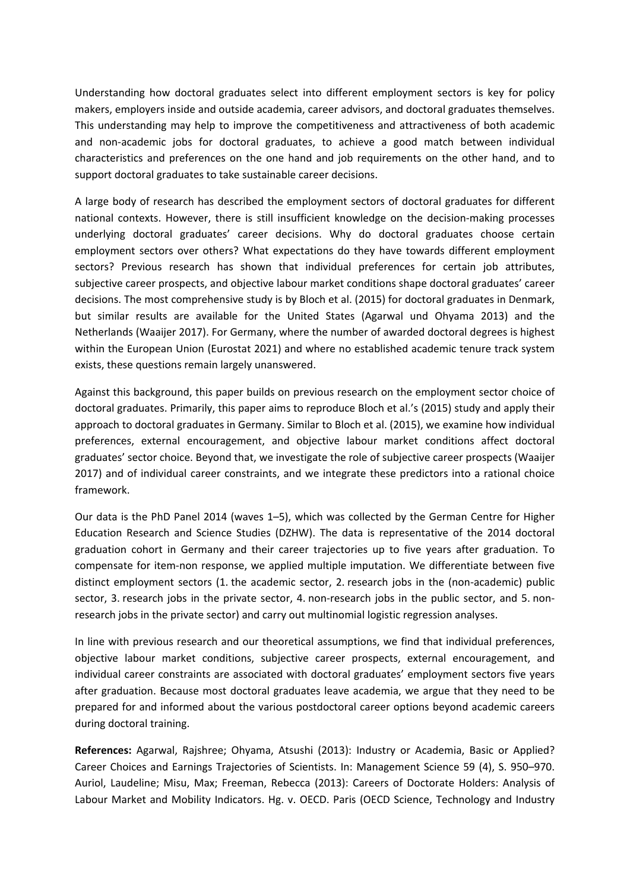Understanding how doctoral graduates select into different employment sectors is key for policy makers, employers inside and outside academia, career advisors, and doctoral graduates themselves. This understanding may help to improve the competitiveness and attractiveness of both academic and non-academic jobs for doctoral graduates, to achieve a good match between individual characteristics and preferences on the one hand and job requirements on the other hand, and to support doctoral graduates to take sustainable career decisions.

A large body of research has described the employment sectors of doctoral graduates for different national contexts. However, there is still insufficient knowledge on the decision-making processes underlying doctoral graduates' career decisions. Why do doctoral graduates choose certain employment sectors over others? What expectations do they have towards different employment sectors? Previous research has shown that individual preferences for certain job attributes, subjective career prospects, and objective labour market conditions shape doctoral graduates' career decisions. The most comprehensive study is by Bloch et al. (2015) for doctoral graduates in Denmark, but similar results are available for the United States (Agarwal und Ohyama 2013) and the Netherlands (Waaijer 2017). For Germany, where the number of awarded doctoral degrees is highest within the European Union (Eurostat 2021) and where no established academic tenure track system exists, these questions remain largely unanswered.

Against this background, this paper builds on previous research on the employment sector choice of doctoral graduates. Primarily, this paper aims to reproduce Bloch et al.'s (2015) study and apply their approach to doctoral graduates in Germany. Similar to Bloch et al. (2015), we examine how individual preferences, external encouragement, and objective labour market conditions affect doctoral graduates' sector choice. Beyond that, we investigate the role of subjective career prospects (Waaijer 2017) and of individual career constraints, and we integrate these predictors into a rational choice framework.

Our data is the PhD Panel 2014 (waves 1–5), which was collected by the German Centre for Higher Education Research and Science Studies (DZHW). The data is representative of the 2014 doctoral graduation cohort in Germany and their career trajectories up to five years after graduation. To compensate for item-non response, we applied multiple imputation. We differentiate between five distinct employment sectors (1. the academic sector, 2. research jobs in the (non-academic) public sector, 3. research jobs in the private sector, 4. non-research jobs in the public sector, and 5. non-research jobs in the private sector) and carry out multinomial logistic regression analyses.

In line with previous research and our theoretical assumptions, we find that individual preferences, objective labour market conditions, subjective career prospects, external encouragement, and individual career constraints are associated with doctoral graduates' employment sectors five years after graduation. Because most doctoral graduates leave academia, we argue that they need to be prepared for and informed about the various postdoctoral career options beyond academic careers during doctoral training.

**References:** Agarwal, Rajshree; Ohyama, Atsushi (2013): Industry or Academia, Basic or Applied? Career Choices and Earnings Trajectories of Scientists. In: Management Science 59 (4), S. 950–970. Auriol, Laudeline; Misu, Max; Freeman, Rebecca (2013): Careers of Doctorate Holders: Analysis of Labour Market and Mobility Indicators. Hg. v. OECD. Paris (OECD Science, Technology and Industry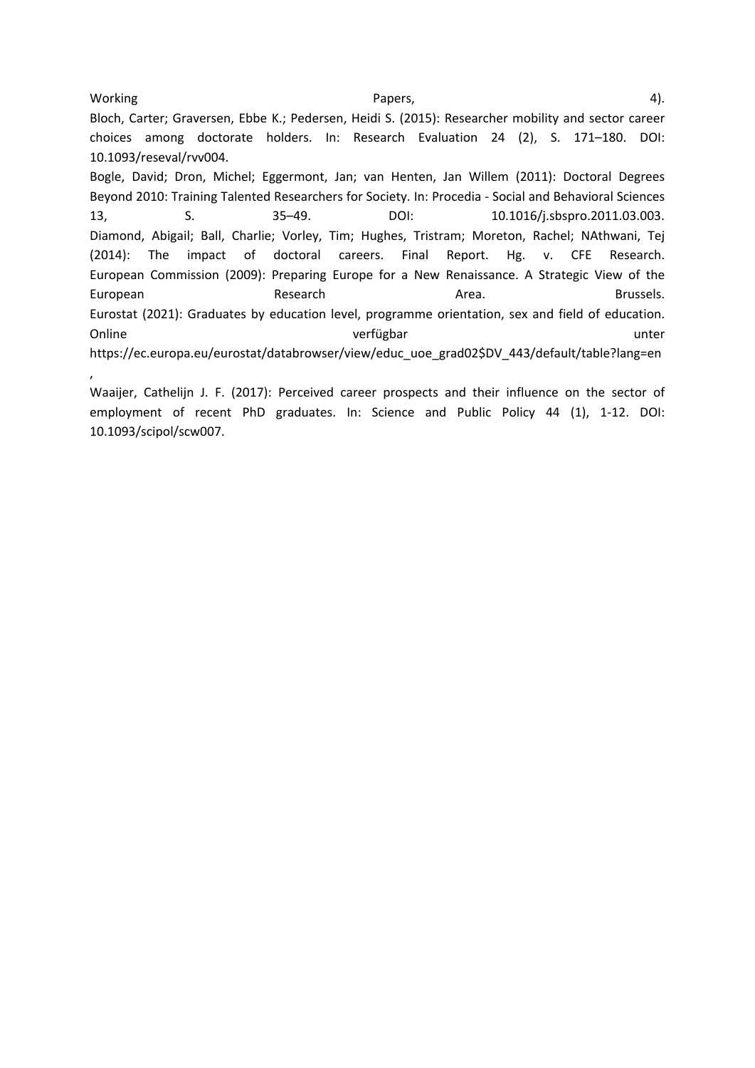Working Papers, 4).

Bloch, Carter; Graversen, Ebbe K.; Pedersen, Heidi S. (2015): Researcher mobility and sector career choices among doctorate holders. In: Research Evaluation 24 (2), S. 171–180. DOI: 10.1093/reseval/rvv004.

Bogle, David; Dron, Michel; Eggermont, Jan; van Henten, Jan Willem (2011): Doctoral Degrees Beyond 2010: Training Talented Researchers for Society. In: Procedia - Social and Behavioral Sciences 13, S. 35–49. DOI: 10.1016/j.sbspro.2011.03.003.

Diamond, Abigail; Ball, Charlie; Vorley, Tim; Hughes, Tristram; Moreton, Rachel; NAthwani, Tej (2014): The impact of doctoral careers. Final Report. Hg. v. CFE Research.

European Commission (2009): Preparing Europe for a New Renaissance. A Strategic View of the European Research Area. Brussels.

Eurostat (2021): Graduates by education level, programme orientation, sex and field of education. Online verfügbar unter https://ec.europa.eu/eurostat/databrowser/view/educ_uoe_grad02$DV_443/default/table?lang=en,

Waaijer, Cathelijn J. F. (2017): Perceived career prospects and their influence on the sector of employment of recent PhD graduates. In: Science and Public Policy 44 (1), 1-12. DOI: 10.1093/scipol/scw007.